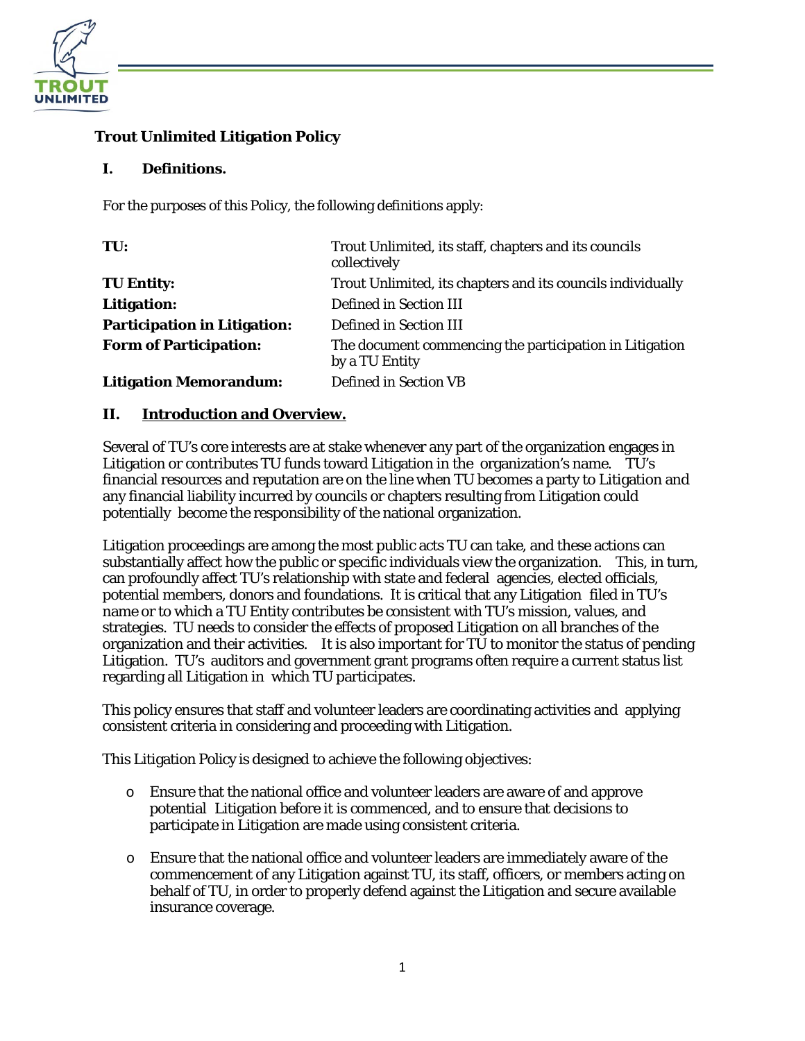# Trout Unlimited Litigation Policy

## I. Definitions.

For the purposes of this Policy, the following definitions apply:

| | |
|---|---|
| **TU:** | Trout Unlimited, its staff, chapters and its councils collectively |
| **TU Entity:** | Trout Unlimited, its chapters and its councils individually |
| **Litigation:** | Defined in Section III |
| **Participation in Litigation:** | Defined in Section III |
| **Form of Participation:** | The document commencing the participation in Litigation by a TU Entity |
| **Litigation Memorandum:** | Defined in Section VB |

## II. Introduction and Overview.

Several of TU's core interests are at stake whenever any part of the organization engages in Litigation or contributes TU funds toward Litigation in the organization's name. TU's financial resources and reputation are on the line when TU becomes a party to Litigation and any financial liability incurred by councils or chapters resulting from Litigation could potentially become the responsibility of the national organization.

Litigation proceedings are among the most public acts TU can take, and these actions can substantially affect how the public or specific individuals view the organization. This, in turn, can profoundly affect TU's relationship with state and federal agencies, elected officials, potential members, donors and foundations. It is critical that any Litigation filed in TU's name or to which a TU Entity contributes be consistent with TU's mission, values, and strategies. TU needs to consider the effects of proposed Litigation on all branches of the organization and their activities. It is also important for TU to monitor the status of pending Litigation. TU's auditors and government grant programs often require a current status list regarding all Litigation in which TU participates.

This policy ensures that staff and volunteer leaders are coordinating activities and applying consistent criteria in considering and proceeding with Litigation.

This Litigation Policy is designed to achieve the following objectives:

- Ensure that the national office and volunteer leaders are aware of and approve potential Litigation before it is commenced, and to ensure that decisions to participate in Litigation are made using consistent criteria.
- Ensure that the national office and volunteer leaders are immediately aware of the commencement of any Litigation against TU, its staff, officers, or members acting on behalf of TU, in order to properly defend against the Litigation and secure available insurance coverage.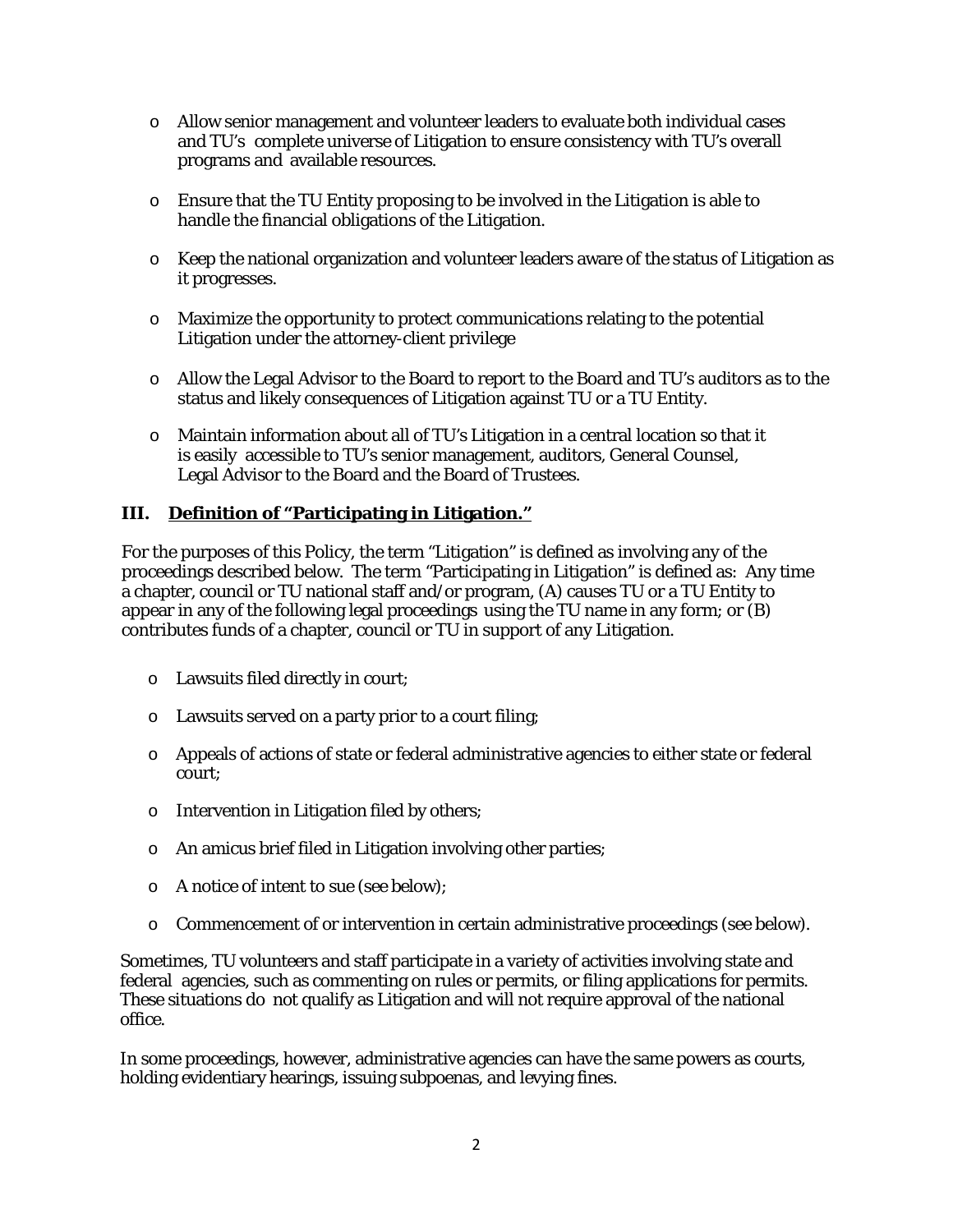- Allow senior management and volunteer leaders to evaluate both individual cases and TU's complete universe of Litigation to ensure consistency with TU's overall programs and available resources.

- Ensure that the TU Entity proposing to be involved in the Litigation is able to handle the financial obligations of the Litigation.

- Keep the national organization and volunteer leaders aware of the status of Litigation as it progresses.

- Maximize the opportunity to protect communications relating to the potential Litigation under the attorney-client privilege

- Allow the Legal Advisor to the Board to report to the Board and TU's auditors as to the status and likely consequences of Litigation against TU or a TU Entity.

- Maintain information about all of TU's Litigation in a central location so that it is easily accessible to TU's senior management, auditors, General Counsel, Legal Advisor to the Board and the Board of Trustees.

### III. Definition of "Participating in Litigation."

For the purposes of this Policy, the term "Litigation" is defined as involving any of the proceedings described below. The term "Participating in Litigation" is defined as: Any time a chapter, council or TU national staff and/or program, (A) causes TU or a TU Entity to appear in any of the following legal proceedings using the TU name in any form; or (B) contributes funds of a chapter, council or TU in support of any Litigation.

- Lawsuits filed directly in court;

- Lawsuits served on a party prior to a court filing;

- Appeals of actions of state or federal administrative agencies to either state or federal court;

- Intervention in Litigation filed by others;

- An amicus brief filed in Litigation involving other parties;

- A notice of intent to sue (see below);

- Commencement of or intervention in certain administrative proceedings (see below).

Sometimes, TU volunteers and staff participate in a variety of activities involving state and federal agencies, such as commenting on rules or permits, or filing applications for permits. These situations do not qualify as Litigation and will not require approval of the national office.

In some proceedings, however, administrative agencies can have the same powers as courts, holding evidentiary hearings, issuing subpoenas, and levying fines.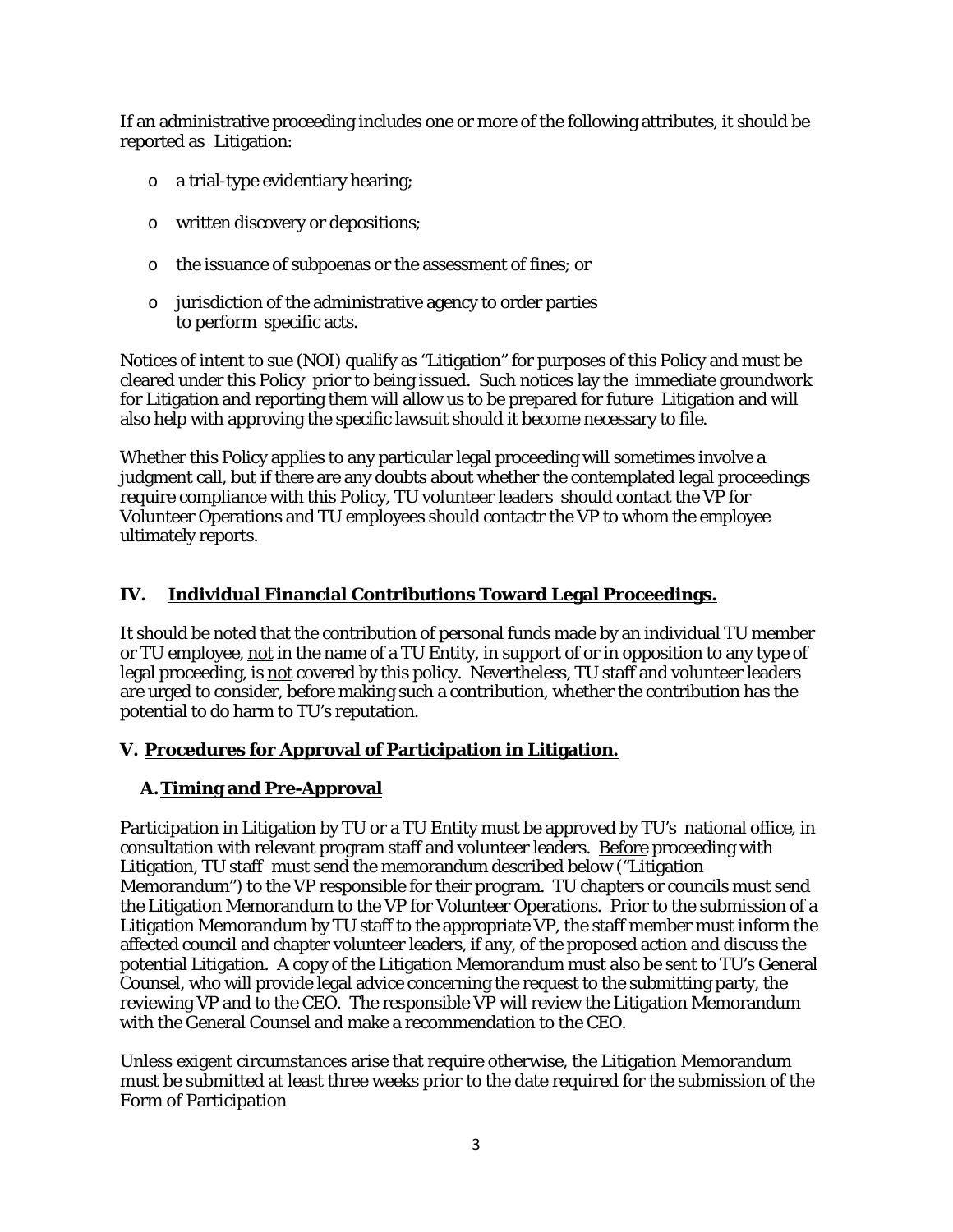If an administrative proceeding includes one or more of the following attributes, it should be reported as Litigation:

- a trial-type evidentiary hearing;
- written discovery or depositions;
- the issuance of subpoenas or the assessment of fines; or
- jurisdiction of the administrative agency to order parties to perform specific acts.

Notices of intent to sue (NOI) qualify as "Litigation" for purposes of this Policy and must be cleared under this Policy prior to being issued. Such notices lay the immediate groundwork for Litigation and reporting them will allow us to be prepared for future Litigation and will also help with approving the specific lawsuit should it become necessary to file.

Whether this Policy applies to any particular legal proceeding will sometimes involve a judgment call, but if there are any doubts about whether the contemplated legal proceedings require compliance with this Policy, TU volunteer leaders should contact the VP for Volunteer Operations and TU employees should contactr the VP to whom the employee ultimately reports.

## IV. <u>Individual Financial Contributions Toward Legal Proceedings.</u>

It should be noted that the contribution of personal funds made by an individual TU member or TU employee, <u>not</u> in the name of a TU Entity, in support of or in opposition to any type of legal proceeding, is <u>not</u> covered by this policy. Nevertheless, TU staff and volunteer leaders are urged to consider, before making such a contribution, whether the contribution has the potential to do harm to TU's reputation.

## V. <u>Procedures for Approval of Participation in Litigation.</u>

### A. <u>Timing and Pre-Approval</u>

Participation in Litigation by TU or a TU Entity must be approved by TU's national office, in consultation with relevant program staff and volunteer leaders. <u>Before</u> proceeding with Litigation, TU staff must send the memorandum described below ("Litigation Memorandum") to the VP responsible for their program. TU chapters or councils must send the Litigation Memorandum to the VP for Volunteer Operations. Prior to the submission of a Litigation Memorandum by TU staff to the appropriate VP, the staff member must inform the affected council and chapter volunteer leaders, if any, of the proposed action and discuss the potential Litigation. A copy of the Litigation Memorandum must also be sent to TU's General Counsel, who will provide legal advice concerning the request to the submitting party, the reviewing VP and to the CEO. The responsible VP will review the Litigation Memorandum with the General Counsel and make a recommendation to the CEO.

Unless exigent circumstances arise that require otherwise, the Litigation Memorandum must be submitted at least three weeks prior to the date required for the submission of the Form of Participation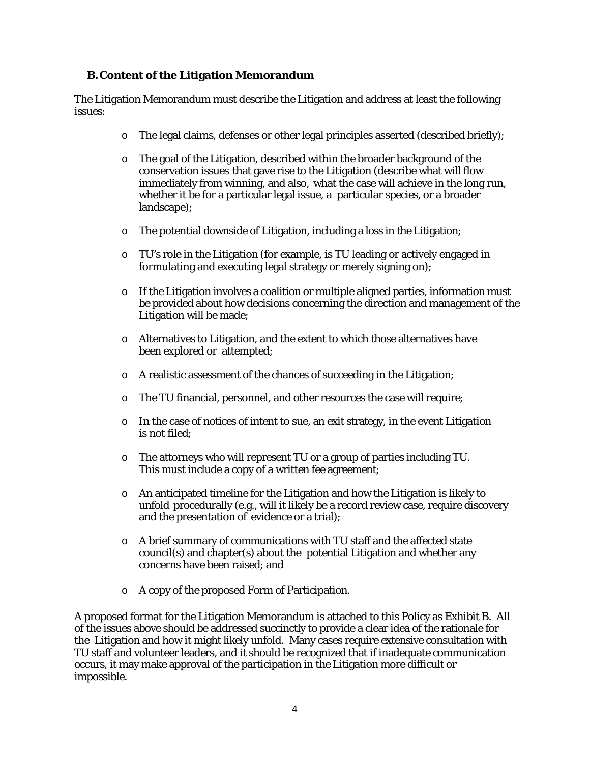### B. Content of the Litigation Memorandum

The Litigation Memorandum must describe the Litigation and address at least the following issues:

- The legal claims, defenses or other legal principles asserted (described briefly);
- The goal of the Litigation, described within the broader background of the conservation issues that gave rise to the Litigation (describe what will flow immediately from winning, and also, what the case will achieve in the long run, whether it be for a particular legal issue, a particular species, or a broader landscape);
- The potential downside of Litigation, including a loss in the Litigation;
- TU's role in the Litigation (for example, is TU leading or actively engaged in formulating and executing legal strategy or merely signing on);
- If the Litigation involves a coalition or multiple aligned parties, information must be provided about how decisions concerning the direction and management of the Litigation will be made;
- Alternatives to Litigation, and the extent to which those alternatives have been explored or attempted;
- A realistic assessment of the chances of succeeding in the Litigation;
- The TU financial, personnel, and other resources the case will require;
- In the case of notices of intent to sue, an exit strategy, in the event Litigation is not filed;
- The attorneys who will represent TU or a group of parties including TU. This must include a copy of a written fee agreement;
- An anticipated timeline for the Litigation and how the Litigation is likely to unfold procedurally (e.g., will it likely be a record review case, require discovery and the presentation of evidence or a trial);
- A brief summary of communications with TU staff and the affected state council(s) and chapter(s) about the potential Litigation and whether any concerns have been raised; and
- A copy of the proposed Form of Participation.

A proposed format for the Litigation Memorandum is attached to this Policy as Exhibit B. All of the issues above should be addressed succinctly to provide a clear idea of the rationale for the Litigation and how it might likely unfold. Many cases require extensive consultation with TU staff and volunteer leaders, and it should be recognized that if inadequate communication occurs, it may make approval of the participation in the Litigation more difficult or impossible.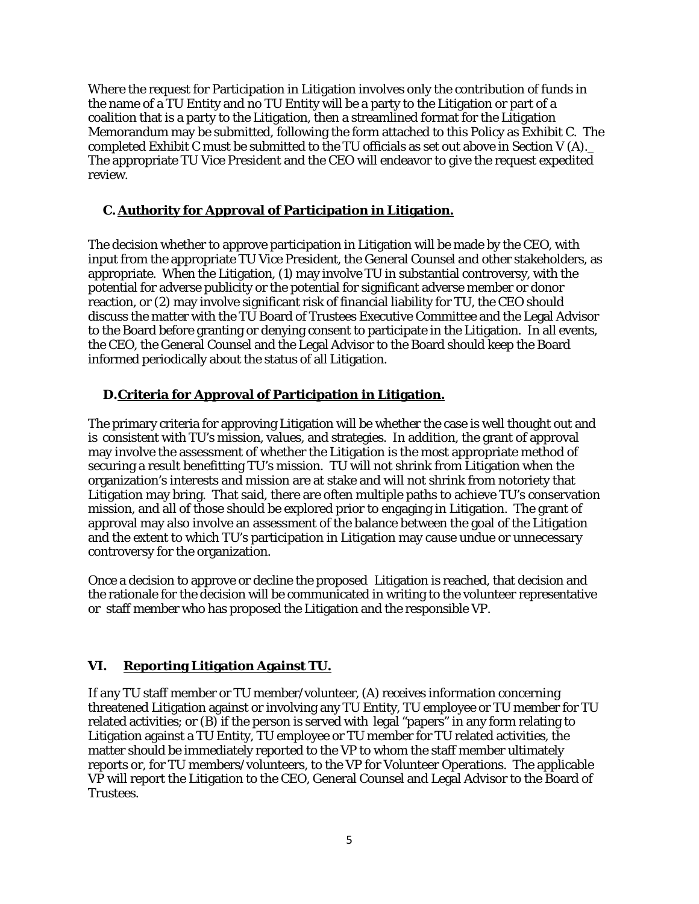Where the request for Participation in Litigation involves only the contribution of funds in the name of a TU Entity and no TU Entity will be a party to the Litigation or part of a coalition that is a party to the Litigation, then a streamlined format for the Litigation Memorandum may be submitted, following the form attached to this Policy as Exhibit C. The completed Exhibit C must be submitted to the TU officials as set out above in Section V (A). The appropriate TU Vice President and the CEO will endeavor to give the request expedited review.

### C. Authority for Approval of Participation in Litigation.

The decision whether to approve participation in Litigation will be made by the CEO, with input from the appropriate TU Vice President, the General Counsel and other stakeholders, as appropriate. When the Litigation, (1) may involve TU in substantial controversy, with the potential for adverse publicity or the potential for significant adverse member or donor reaction, or (2) may involve significant risk of financial liability for TU, the CEO should discuss the matter with the TU Board of Trustees Executive Committee and the Legal Advisor to the Board before granting or denying consent to participate in the Litigation. In all events, the CEO, the General Counsel and the Legal Advisor to the Board should keep the Board informed periodically about the status of all Litigation.

### D. Criteria for Approval of Participation in Litigation.

The primary criteria for approving Litigation will be whether the case is well thought out and is consistent with TU's mission, values, and strategies. In addition, the grant of approval may involve the assessment of whether the Litigation is the most appropriate method of securing a result benefitting TU's mission. TU will not shrink from Litigation when the organization's interests and mission are at stake and will not shrink from notoriety that Litigation may bring. That said, there are often multiple paths to achieve TU's conservation mission, and all of those should be explored prior to engaging in Litigation. The grant of approval may also involve an assessment of the balance between the goal of the Litigation and the extent to which TU's participation in Litigation may cause undue or unnecessary controversy for the organization.

Once a decision to approve or decline the proposed Litigation is reached, that decision and the rationale for the decision will be communicated in writing to the volunteer representative or staff member who has proposed the Litigation and the responsible VP.

## VI. Reporting Litigation Against TU.

If any TU staff member or TU member/volunteer, (A) receives information concerning threatened Litigation against or involving any TU Entity, TU employee or TU member for TU related activities; or (B) if the person is served with legal "papers" in any form relating to Litigation against a TU Entity, TU employee or TU member for TU related activities, the matter should be immediately reported to the VP to whom the staff member ultimately reports or, for TU members/volunteers, to the VP for Volunteer Operations. The applicable VP will report the Litigation to the CEO, General Counsel and Legal Advisor to the Board of Trustees.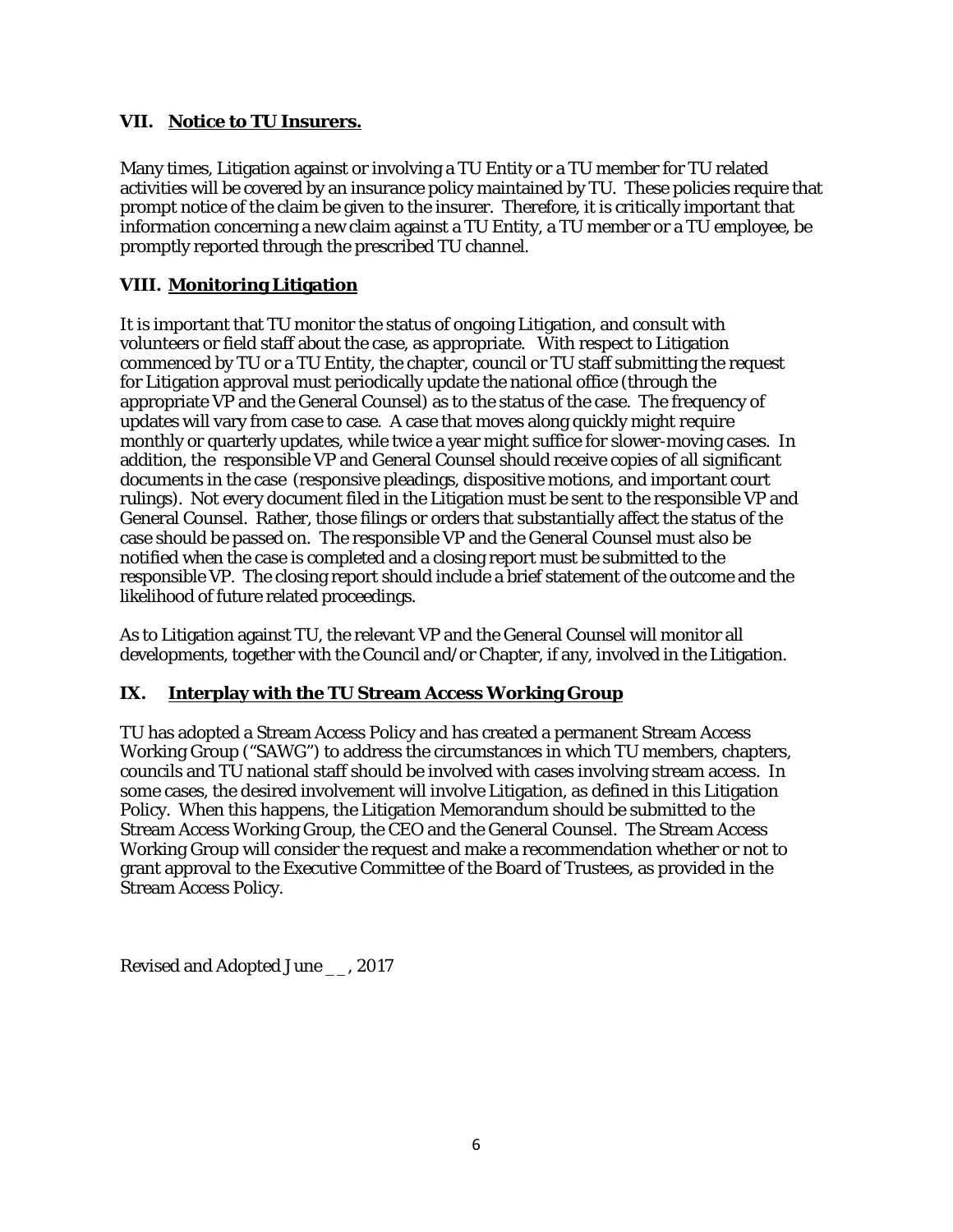## VII. Notice to TU Insurers.

Many times, Litigation against or involving a TU Entity or a TU member for TU related activities will be covered by an insurance policy maintained by TU. These policies require that prompt notice of the claim be given to the insurer. Therefore, it is critically important that information concerning a new claim against a TU Entity, a TU member or a TU employee, be promptly reported through the prescribed TU channel.

## VIII. Monitoring Litigation

It is important that TU monitor the status of ongoing Litigation, and consult with volunteers or field staff about the case, as appropriate. With respect to Litigation commenced by TU or a TU Entity, the chapter, council or TU staff submitting the request for Litigation approval must periodically update the national office (through the appropriate VP and the General Counsel) as to the status of the case. The frequency of updates will vary from case to case. A case that moves along quickly might require monthly or quarterly updates, while twice a year might suffice for slower-moving cases. In addition, the responsible VP and General Counsel should receive copies of all significant documents in the case (responsive pleadings, dispositive motions, and important court rulings). Not every document filed in the Litigation must be sent to the responsible VP and General Counsel. Rather, those filings or orders that substantially affect the status of the case should be passed on. The responsible VP and the General Counsel must also be notified when the case is completed and a closing report must be submitted to the responsible VP. The closing report should include a brief statement of the outcome and the likelihood of future related proceedings.

As to Litigation against TU, the relevant VP and the General Counsel will monitor all developments, together with the Council and/or Chapter, if any, involved in the Litigation.

## IX. Interplay with the TU Stream Access Working Group

TU has adopted a Stream Access Policy and has created a permanent Stream Access Working Group ("SAWG") to address the circumstances in which TU members, chapters, councils and TU national staff should be involved with cases involving stream access. In some cases, the desired involvement will involve Litigation, as defined in this Litigation Policy. When this happens, the Litigation Memorandum should be submitted to the Stream Access Working Group, the CEO and the General Counsel. The Stream Access Working Group will consider the request and make a recommendation whether or not to grant approval to the Executive Committee of the Board of Trustees, as provided in the Stream Access Policy.

Revised and Adopted June __, 2017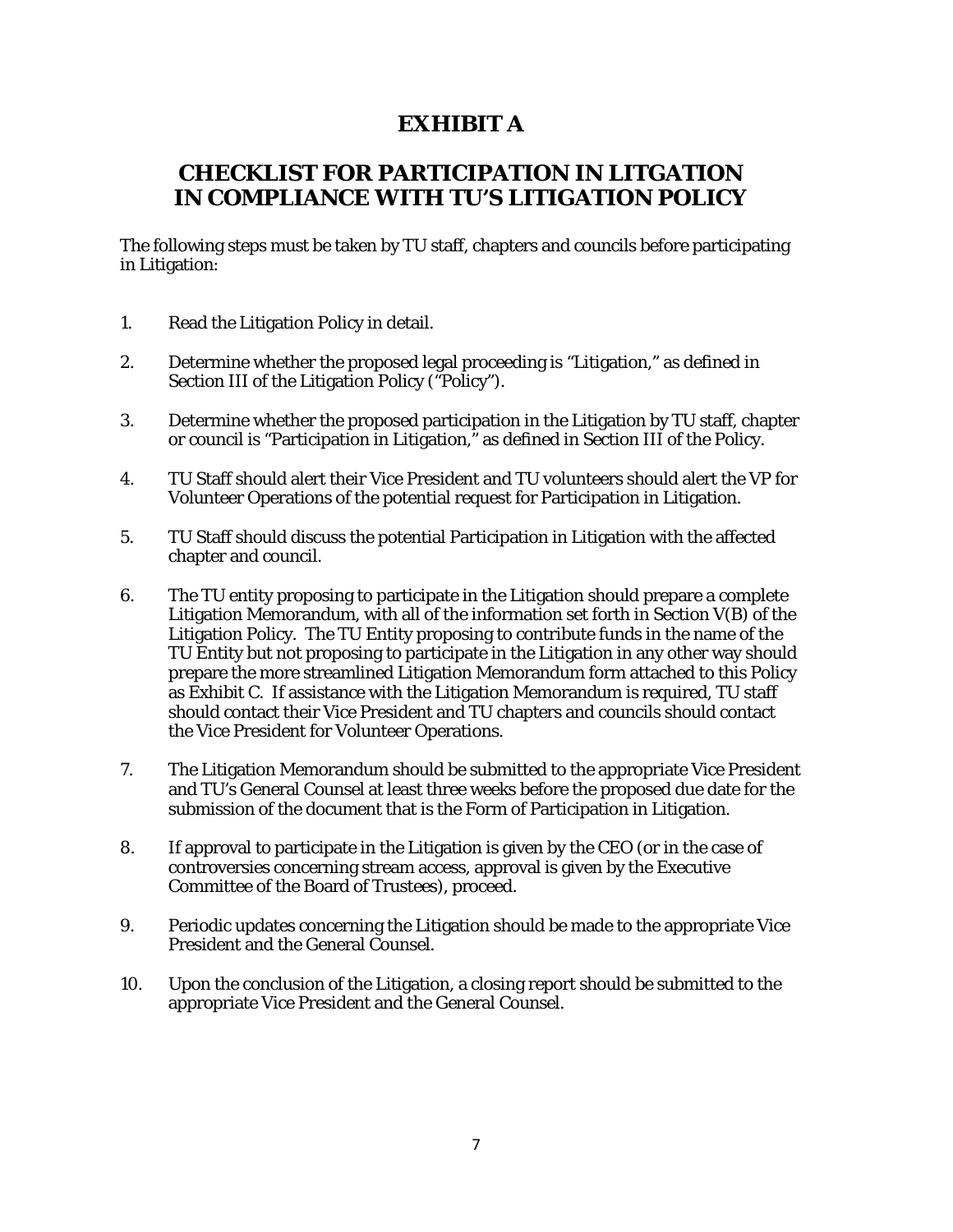# EXHIBIT A

## CHECKLIST FOR PARTICIPATION IN LITGATION IN COMPLIANCE WITH TU'S LITIGATION POLICY

The following steps must be taken by TU staff, chapters and councils before participating in Litigation:

1. Read the Litigation Policy in detail.

2. Determine whether the proposed legal proceeding is "Litigation," as defined in Section III of the Litigation Policy ("Policy").

3. Determine whether the proposed participation in the Litigation by TU staff, chapter or council is "Participation in Litigation," as defined in Section III of the Policy.

4. TU Staff should alert their Vice President and TU volunteers should alert the VP for Volunteer Operations of the potential request for Participation in Litigation.

5. TU Staff should discuss the potential Participation in Litigation with the affected chapter and council.

6. The TU entity proposing to participate in the Litigation should prepare a complete Litigation Memorandum, with all of the information set forth in Section V(B) of the Litigation Policy. The TU Entity proposing to contribute funds in the name of the TU Entity but not proposing to participate in the Litigation in any other way should prepare the more streamlined Litigation Memorandum form attached to this Policy as Exhibit C. If assistance with the Litigation Memorandum is required, TU staff should contact their Vice President and TU chapters and councils should contact the Vice President for Volunteer Operations.

7. The Litigation Memorandum should be submitted to the appropriate Vice President and TU's General Counsel at least three weeks before the proposed due date for the submission of the document that is the Form of Participation in Litigation.

8. If approval to participate in the Litigation is given by the CEO (or in the case of controversies concerning stream access, approval is given by the Executive Committee of the Board of Trustees), proceed.

9. Periodic updates concerning the Litigation should be made to the appropriate Vice President and the General Counsel.

10. Upon the conclusion of the Litigation, a closing report should be submitted to the appropriate Vice President and the General Counsel.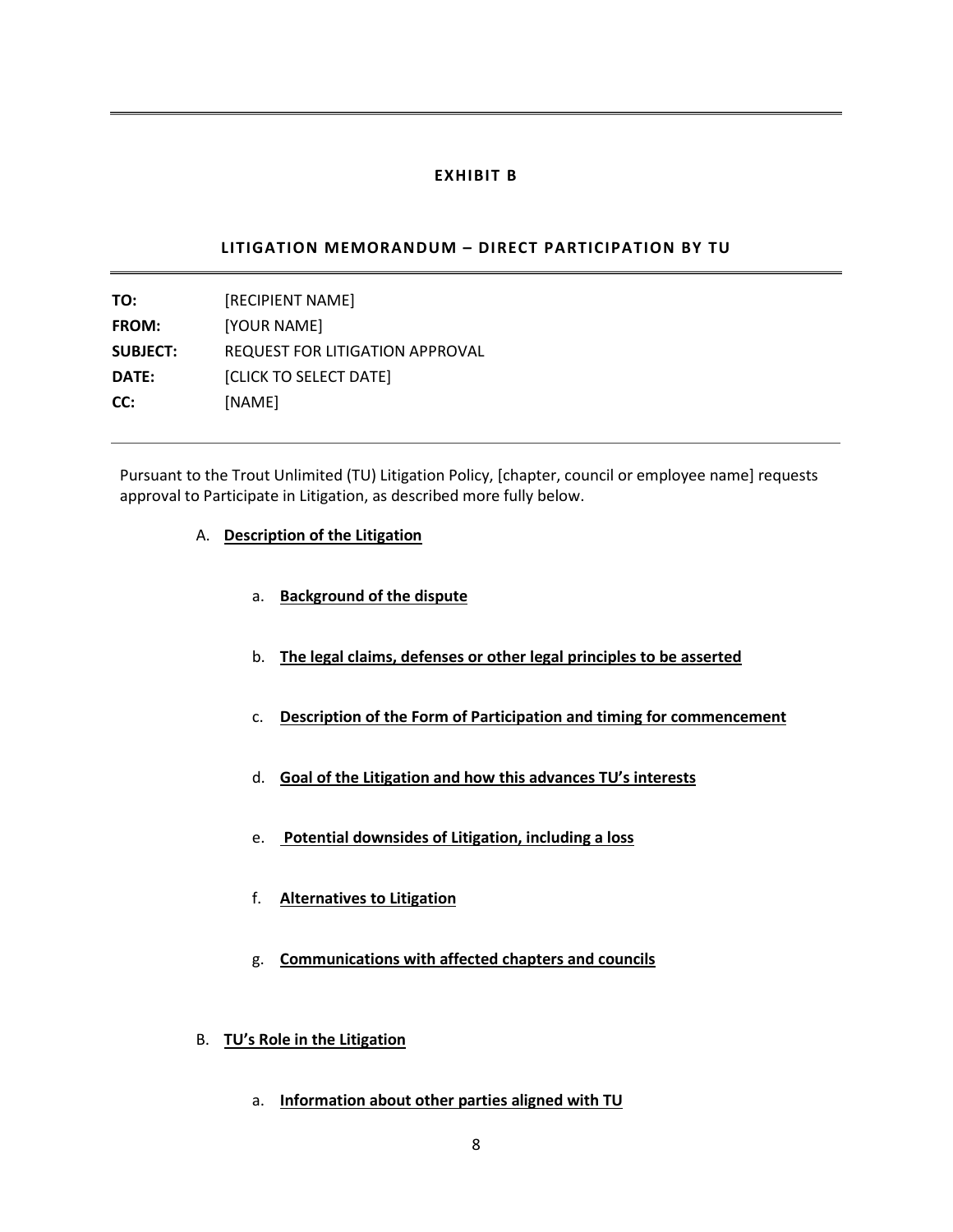**EXHIBIT B**

**LITIGATION MEMORANDUM – DIRECT PARTICIPATION BY TU**

---

**TO:** [RECIPIENT NAME]
**FROM:** [YOUR NAME]
**SUBJECT:** REQUEST FOR LITIGATION APPROVAL
**DATE:** [CLICK TO SELECT DATE]
**CC:** [NAME]

---

Pursuant to the Trout Unlimited (TU) Litigation Policy, [chapter, council or employee name] requests approval to Participate in Litigation, as described more fully below.

A. **<u>Description of the Litigation</u>**

   a. **<u>Background of the dispute</u>**

   b. **<u>The legal claims, defenses or other legal principles to be asserted</u>**

   c. **<u>Description of the Form of Participation and timing for commencement</u>**

   d. **<u>Goal of the Litigation and how this advances TU's interests</u>**

   e. **<u>Potential downsides of Litigation, including a loss</u>**

   f. **<u>Alternatives to Litigation</u>**

   g. **<u>Communications with affected chapters and councils</u>**

B. **<u>TU's Role in the Litigation</u>**

   a. **<u>Information about other parties aligned with TU</u>**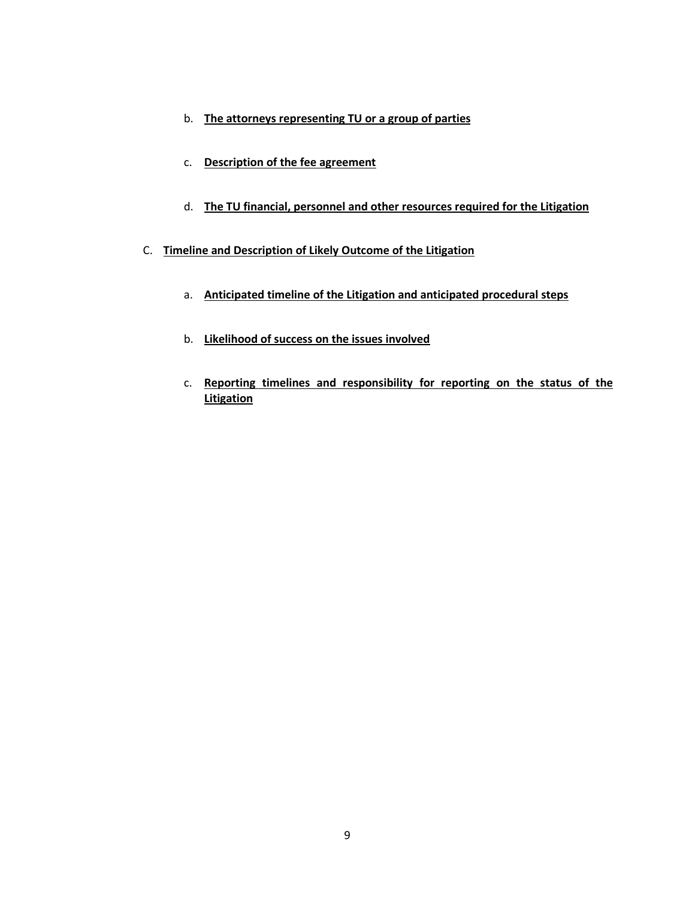b. **The attorneys representing TU or a group of parties**

c. **Description of the fee agreement**

d. **The TU financial, personnel and other resources required for the Litigation**

C. **Timeline and Description of Likely Outcome of the Litigation**

a. **Anticipated timeline of the Litigation and anticipated procedural steps**

b. **Likelihood of success on the issues involved**

c. **Reporting timelines and responsibility for reporting on the status of the Litigation**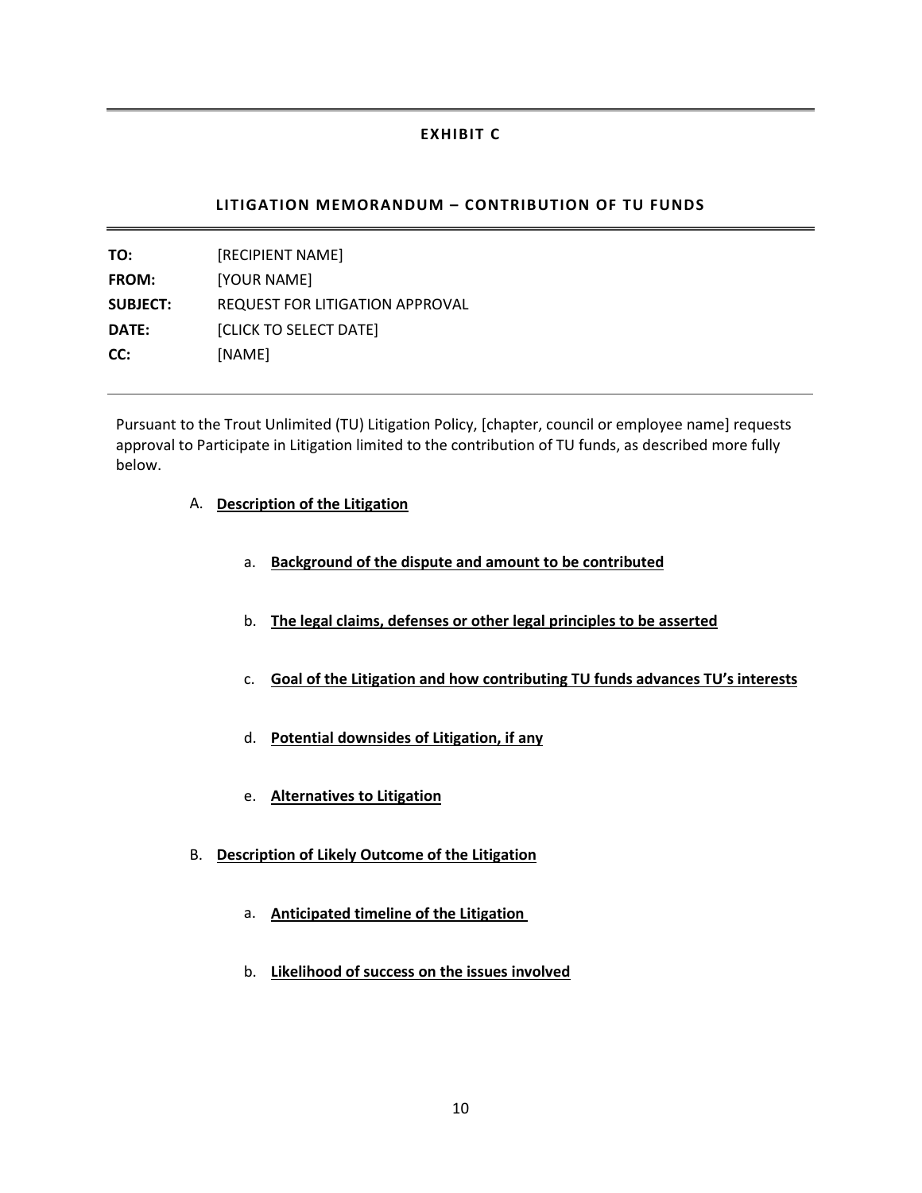**EXHIBIT C**

**LITIGATION MEMORANDUM – CONTRIBUTION OF TU FUNDS**

| | |
|---|---|
| **TO:** | [RECIPIENT NAME] |
| **FROM:** | [YOUR NAME] |
| **SUBJECT:** | REQUEST FOR LITIGATION APPROVAL |
| **DATE:** | [CLICK TO SELECT DATE] |
| **CC:** | [NAME] |

---

Pursuant to the Trout Unlimited (TU) Litigation Policy, [chapter, council or employee name] requests approval to Participate in Litigation limited to the contribution of TU funds, as described more fully below.

A. **Description of the Litigation**

   a. **Background of the dispute and amount to be contributed**

   b. **The legal claims, defenses or other legal principles to be asserted**

   c. **Goal of the Litigation and how contributing TU funds advances TU's interests**

   d. **Potential downsides of Litigation, if any**

   e. **Alternatives to Litigation**

B. **Description of Likely Outcome of the Litigation**

   a. **Anticipated timeline of the Litigation**

   b. **Likelihood of success on the issues involved**